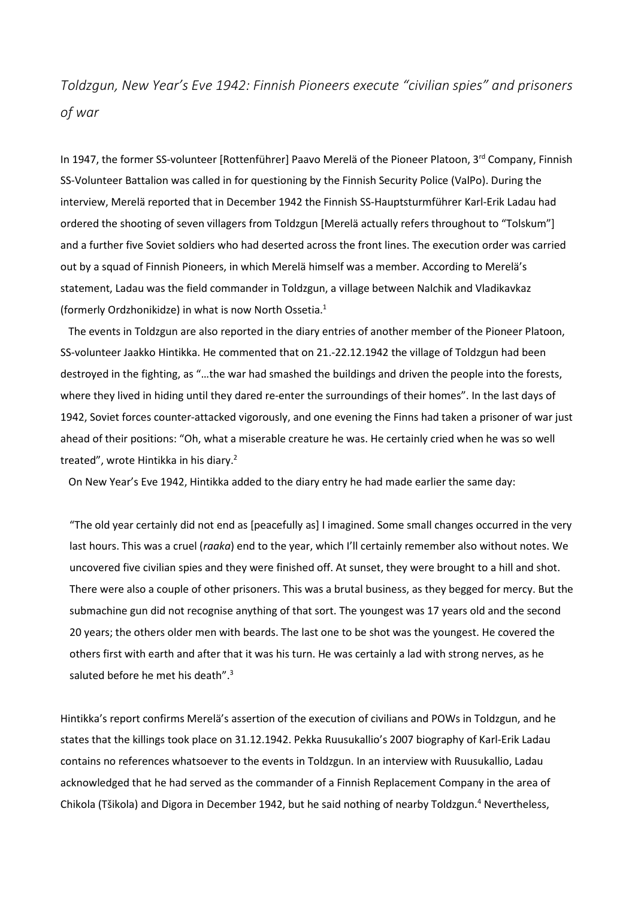*Toldzgun, New Year's Eve 1942: Finnish Pioneers execute "civilian spies" and prisoners of war*

In 1947, the former SS-volunteer [Rottenführer] Paavo Merelä of the Pioneer Platoon, 3rd Company, Finnish SS-Volunteer Battalion was called in for questioning by the Finnish Security Police (ValPo). During the interview, Merelä reported that in December 1942 the Finnish SS-Hauptsturmführer Karl-Erik Ladau had ordered the shooting of seven villagers from Toldzgun [Merelä actually refers throughout to "Tolskum"] and a further five Soviet soldiers who had deserted across the front lines. The execution order was carried out by a squad of Finnish Pioneers, in which Merelä himself was a member. According to Merelä's statement, Ladau was the field commander in Toldzgun, a village between Nalchik and Vladikavkaz (formerly Ordzhonikidze) in what is now North Ossetia.[1]

The events in Toldzgun are also reported in the diary entries of another member of the Pioneer Platoon, SS-volunteer Jaakko Hintikka. He commented that on 21.-22.12.1942 the village of Toldzgun had been destroyed in the fighting, as "…the war had smashed the buildings and driven the people into the forests, where they lived in hiding until they dared re-enter the surroundings of their homes". In the last days of 1942, Soviet forces counter-attacked vigorously, and one evening the Finns had taken a prisoner of war just ahead of their positions: "Oh, what a miserable creature he was. He certainly cried when he was so well treated", wrote Hintikka in his diary.[2]

On New Year's Eve 1942, Hintikka added to the diary entry he had made earlier the same day:

> "The old year certainly did not end as [peacefully as] I imagined. Some small changes occurred in the very last hours. This was a cruel (*raaka*) end to the year, which I'll certainly remember also without notes. We uncovered five civilian spies and they were finished off. At sunset, they were brought to a hill and shot. There were also a couple of other prisoners. This was a brutal business, as they begged for mercy. But the submachine gun did not recognise anything of that sort. The youngest was 17 years old and the second 20 years; the others older men with beards. The last one to be shot was the youngest. He covered the others first with earth and after that it was his turn. He was certainly a lad with strong nerves, as he saluted before he met his death".[3]

Hintikka's report confirms Merelä's assertion of the execution of civilians and POWs in Toldzgun, and he states that the killings took place on 31.12.1942. Pekka Ruusukallio's 2007 biography of Karl-Erik Ladau contains no references whatsoever to the events in Toldzgun. In an interview with Ruusukallio, Ladau acknowledged that he had served as the commander of a Finnish Replacement Company in the area of Chikola (Tšikola) and Digora in December 1942, but he said nothing of nearby Toldzgun.[4] Nevertheless,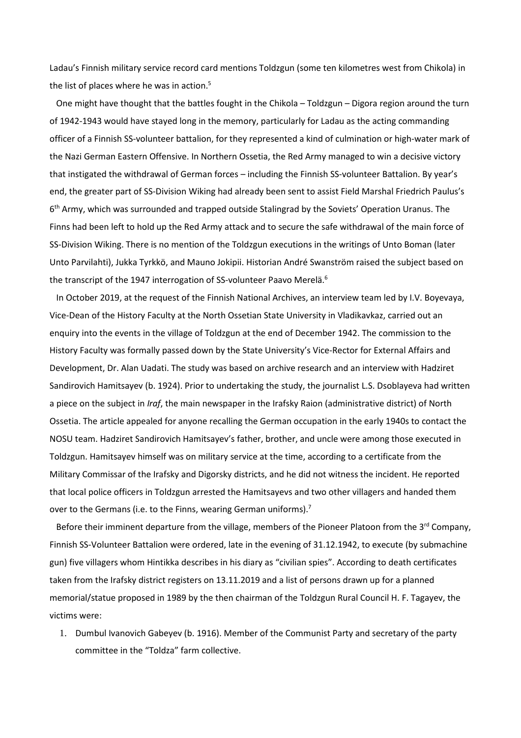Ladau's Finnish military service record card mentions Toldzgun (some ten kilometres west from Chikola) in the list of places where he was in action.[5]

One might have thought that the battles fought in the Chikola – Toldzgun – Digora region around the turn of 1942-1943 would have stayed long in the memory, particularly for Ladau as the acting commanding officer of a Finnish SS-volunteer battalion, for they represented a kind of culmination or high-water mark of the Nazi German Eastern Offensive. In Northern Ossetia, the Red Army managed to win a decisive victory that instigated the withdrawal of German forces – including the Finnish SS-volunteer Battalion. By year's end, the greater part of SS-Division Wiking had already been sent to assist Field Marshal Friedrich Paulus's 6th Army, which was surrounded and trapped outside Stalingrad by the Soviets' Operation Uranus. The Finns had been left to hold up the Red Army attack and to secure the safe withdrawal of the main force of SS-Division Wiking. There is no mention of the Toldzgun executions in the writings of Unto Boman (later Unto Parvilahti), Jukka Tyrkkö, and Mauno Jokipii. Historian André Swanström raised the subject based on the transcript of the 1947 interrogation of SS-volunteer Paavo Merelä.[6]

In October 2019, at the request of the Finnish National Archives, an interview team led by I.V. Boyevaya, Vice-Dean of the History Faculty at the North Ossetian State University in Vladikavkaz, carried out an enquiry into the events in the village of Toldzgun at the end of December 1942. The commission to the History Faculty was formally passed down by the State University's Vice-Rector for External Affairs and Development, Dr. Alan Uadati. The study was based on archive research and an interview with Hadziret Sandirovich Hamitsayev (b. 1924). Prior to undertaking the study, the journalist L.S. Dsoblayeva had written a piece on the subject in *Iraf*, the main newspaper in the Irafsky Raion (administrative district) of North Ossetia. The article appealed for anyone recalling the German occupation in the early 1940s to contact the NOSU team. Hadziret Sandirovich Hamitsayev's father, brother, and uncle were among those executed in Toldzgun. Hamitsayev himself was on military service at the time, according to a certificate from the Military Commissar of the Irafsky and Digorsky districts, and he did not witness the incident. He reported that local police officers in Toldzgun arrested the Hamitsayevs and two other villagers and handed them over to the Germans (i.e. to the Finns, wearing German uniforms).[7]

Before their imminent departure from the village, members of the Pioneer Platoon from the 3rd Company, Finnish SS-Volunteer Battalion were ordered, late in the evening of 31.12.1942, to execute (by submachine gun) five villagers whom Hintikka describes in his diary as "civilian spies". According to death certificates taken from the Irafsky district registers on 13.11.2019 and a list of persons drawn up for a planned memorial/statue proposed in 1989 by the then chairman of the Toldzgun Rural Council H. F. Tagayev, the victims were:

1. Dumbul Ivanovich Gabeyev (b. 1916). Member of the Communist Party and secretary of the party committee in the "Toldza" farm collective.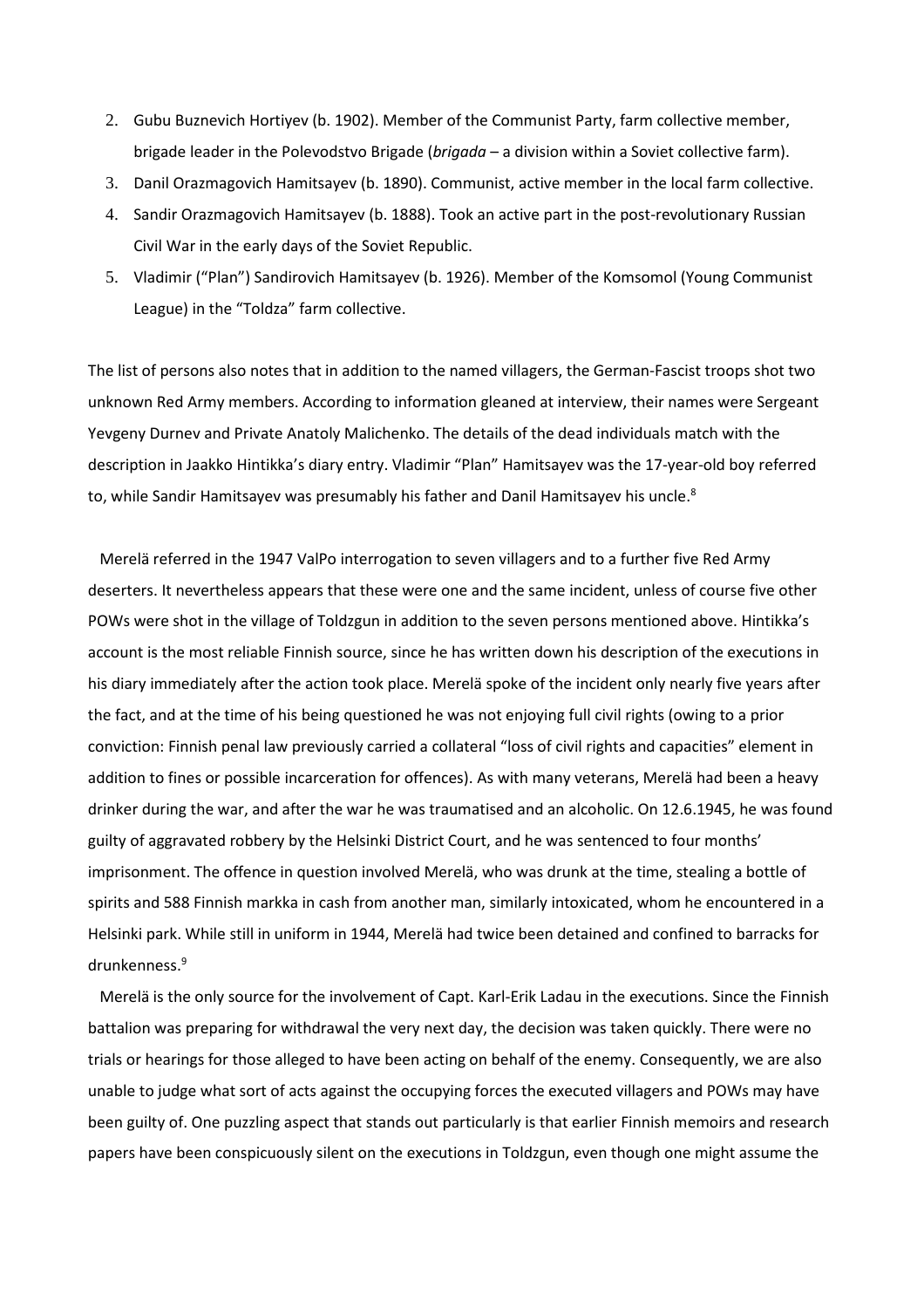2. Gubu Buznevich Hortiyev (b. 1902). Member of the Communist Party, farm collective member, brigade leader in the Polevodstvo Brigade (*brigada* – a division within a Soviet collective farm).
3. Danil Orazmagovich Hamitsayev (b. 1890). Communist, active member in the local farm collective.
4. Sandir Orazmagovich Hamitsayev (b. 1888). Took an active part in the post-revolutionary Russian Civil War in the early days of the Soviet Republic.
5. Vladimir ("Plan") Sandirovich Hamitsayev (b. 1926). Member of the Komsomol (Young Communist League) in the "Toldza" farm collective.

The list of persons also notes that in addition to the named villagers, the German-Fascist troops shot two unknown Red Army members. According to information gleaned at interview, their names were Sergeant Yevgeny Durnev and Private Anatoly Malichenko. The details of the dead individuals match with the description in Jaakko Hintikka's diary entry. Vladimir "Plan" Hamitsayev was the 17-year-old boy referred to, while Sandir Hamitsayev was presumably his father and Danil Hamitsayev his uncle.[8]

Merelä referred in the 1947 ValPo interrogation to seven villagers and to a further five Red Army deserters. It nevertheless appears that these were one and the same incident, unless of course five other POWs were shot in the village of Toldzgun in addition to the seven persons mentioned above. Hintikka's account is the most reliable Finnish source, since he has written down his description of the executions in his diary immediately after the action took place. Merelä spoke of the incident only nearly five years after the fact, and at the time of his being questioned he was not enjoying full civil rights (owing to a prior conviction: Finnish penal law previously carried a collateral "loss of civil rights and capacities" element in addition to fines or possible incarceration for offences). As with many veterans, Merelä had been a heavy drinker during the war, and after the war he was traumatised and an alcoholic. On 12.6.1945, he was found guilty of aggravated robbery by the Helsinki District Court, and he was sentenced to four months' imprisonment. The offence in question involved Merelä, who was drunk at the time, stealing a bottle of spirits and 588 Finnish markka in cash from another man, similarly intoxicated, whom he encountered in a Helsinki park. While still in uniform in 1944, Merelä had twice been detained and confined to barracks for drunkenness.[9]

Merelä is the only source for the involvement of Capt. Karl-Erik Ladau in the executions. Since the Finnish battalion was preparing for withdrawal the very next day, the decision was taken quickly. There were no trials or hearings for those alleged to have been acting on behalf of the enemy. Consequently, we are also unable to judge what sort of acts against the occupying forces the executed villagers and POWs may have been guilty of. One puzzling aspect that stands out particularly is that earlier Finnish memoirs and research papers have been conspicuously silent on the executions in Toldzgun, even though one might assume the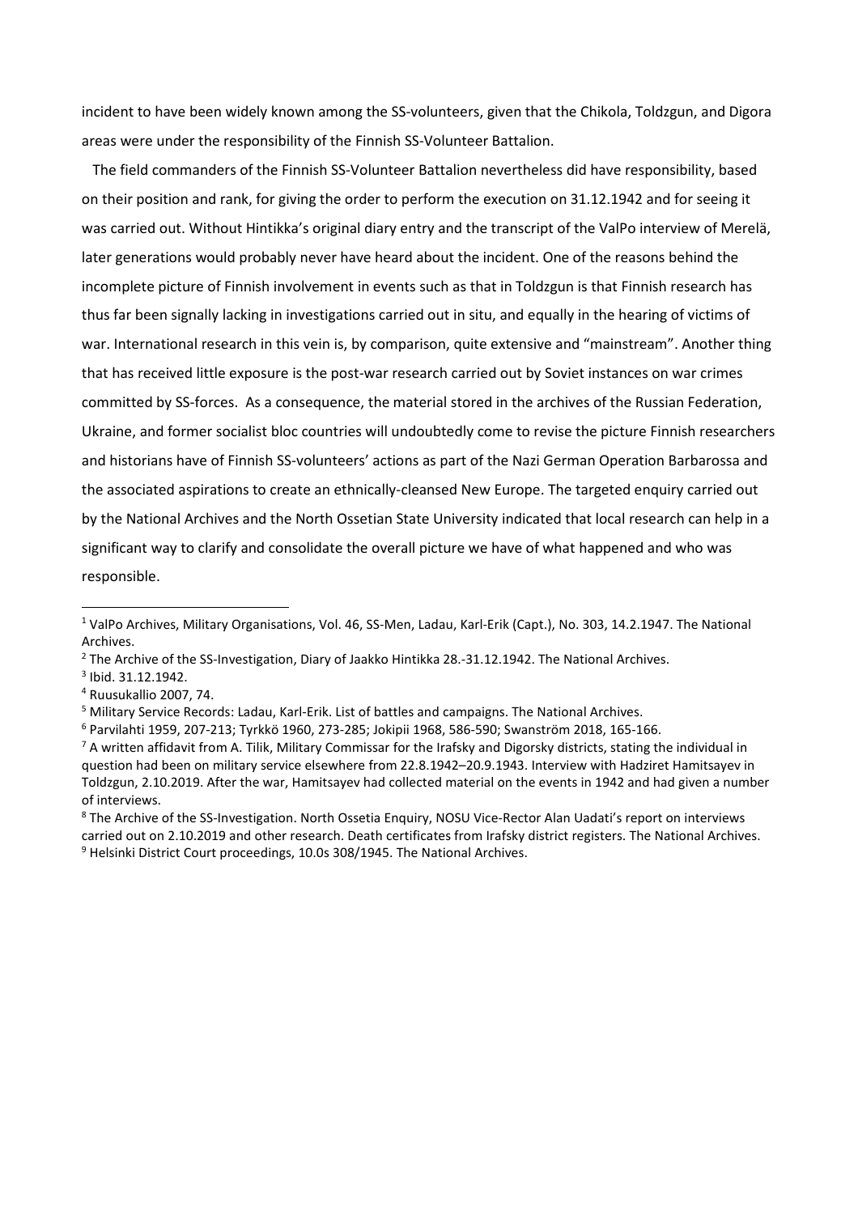incident to have been widely known among the SS-volunteers, given that the Chikola, Toldzgun, and Digora areas were under the responsibility of the Finnish SS-Volunteer Battalion.

The field commanders of the Finnish SS-Volunteer Battalion nevertheless did have responsibility, based on their position and rank, for giving the order to perform the execution on 31.12.1942 and for seeing it was carried out. Without Hintikka's original diary entry and the transcript of the ValPo interview of Merelä, later generations would probably never have heard about the incident. One of the reasons behind the incomplete picture of Finnish involvement in events such as that in Toldzgun is that Finnish research has thus far been signally lacking in investigations carried out in situ, and equally in the hearing of victims of war. International research in this vein is, by comparison, quite extensive and "mainstream". Another thing that has received little exposure is the post-war research carried out by Soviet instances on war crimes committed by SS-forces. As a consequence, the material stored in the archives of the Russian Federation, Ukraine, and former socialist bloc countries will undoubtedly come to revise the picture Finnish researchers and historians have of Finnish SS-volunteers' actions as part of the Nazi German Operation Barbarossa and the associated aspirations to create an ethnically-cleansed New Europe. The targeted enquiry carried out by the National Archives and the North Ossetian State University indicated that local research can help in a significant way to clarify and consolidate the overall picture we have of what happened and who was responsible.

---

[1] ValPo Archives, Military Organisations, Vol. 46, SS-Men, Ladau, Karl-Erik (Capt.), No. 303, 14.2.1947. The National Archives.

[2] The Archive of the SS-Investigation, Diary of Jaakko Hintikka 28.-31.12.1942. The National Archives.

[3] Ibid. 31.12.1942.

[4] Ruusukallio 2007, 74.

[5] Military Service Records: Ladau, Karl-Erik. List of battles and campaigns. The National Archives.

[6] Parvilahti 1959, 207-213; Tyrkkö 1960, 273-285; Jokipii 1968, 586-590; Swanström 2018, 165-166.

[7] A written affidavit from A. Tilik, Military Commissar for the Irafsky and Digorsky districts, stating the individual in question had been on military service elsewhere from 22.8.1942–20.9.1943. Interview with Hadziret Hamitsayev in Toldzgun, 2.10.2019. After the war, Hamitsayev had collected material on the events in 1942 and had given a number of interviews.

[8] The Archive of the SS-Investigation. North Ossetia Enquiry, NOSU Vice-Rector Alan Uadati's report on interviews carried out on 2.10.2019 and other research. Death certificates from Irafsky district registers. The National Archives.

[9] Helsinki District Court proceedings, 10.0s 308/1945. The National Archives.